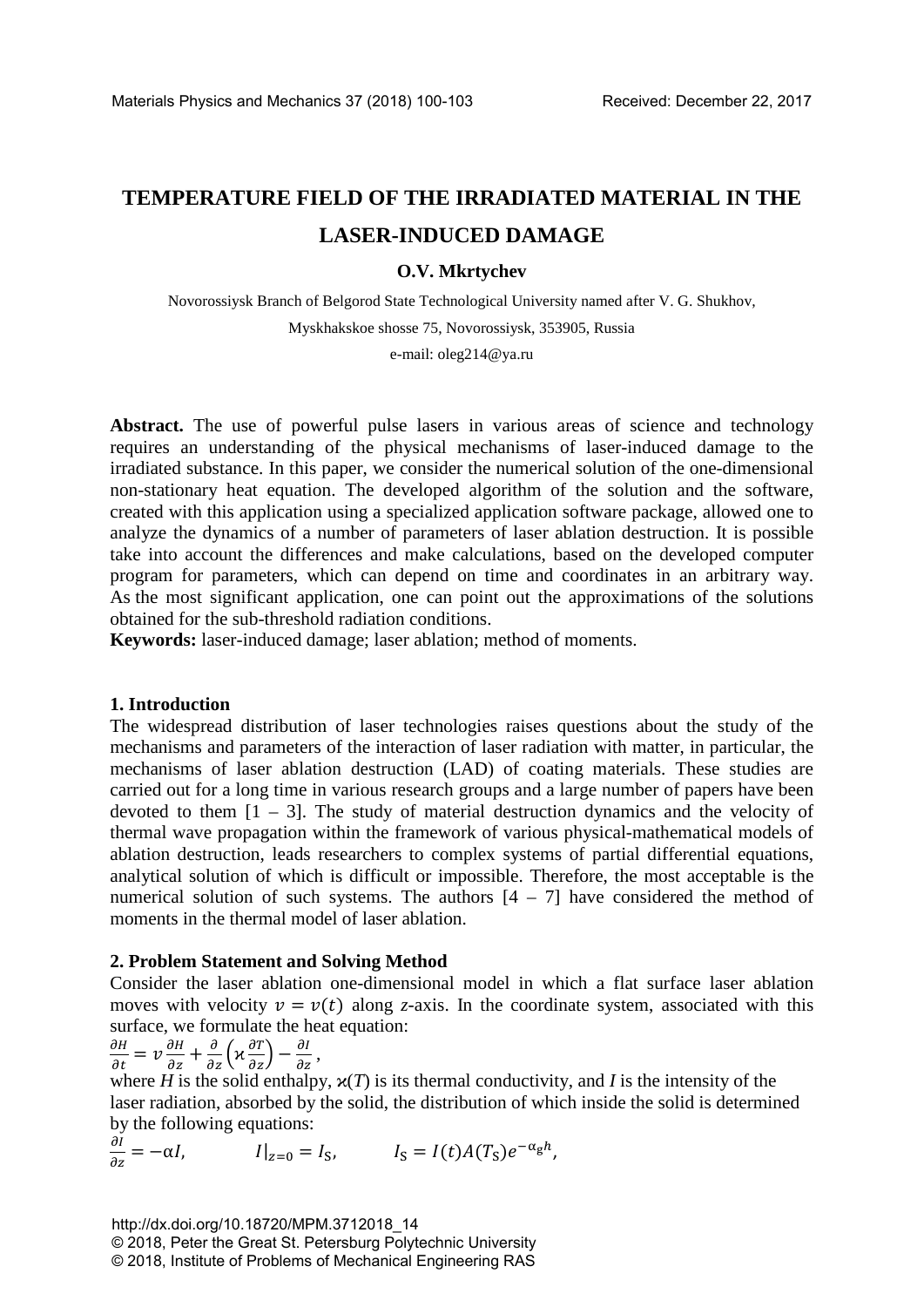# TEMPERATURE FIELD OF THE IRRADIATED MATERIAL IN THE LASER-INDUCED DAMAGE

**O.V. Mkrtychev**

Novorossiysk Branch of Belgorod State Technological University named after V. G. Shukhov,

Myskhakskoe shosse 75, Novorossiysk, 353905, Russia

e-mail: oleg214@ya.ru

**Abstract.** The use of powerful pulse lasers in various areas of science and technology requires an understanding of the physical mechanisms of laser-induced damage to the irradiated substance. In this paper, we consider the numerical solution of the one-dimensional non-stationary heat equation. The developed algorithm of the solution and the software, created with this application using a specialized application software package, allowed one to analyze the dynamics of a number of parameters of laser ablation destruction. It is possible take into account the differences and make calculations, based on the developed computer program for parameters, which can depend on time and coordinates in an arbitrary way. As the most significant application, one can point out the approximations of the solutions obtained for the sub-threshold radiation conditions.

**Keywords:** laser-induced damage; laser ablation; method of moments.

## 1. Introduction

The widespread distribution of laser technologies raises questions about the study of the mechanisms and parameters of the interaction of laser radiation with matter, in particular, the mechanisms of laser ablation destruction (LAD) of coating materials. These studies are carried out for a long time in various research groups and a large number of papers have been devoted to them [1 – 3]. The study of material destruction dynamics and the velocity of thermal wave propagation within the framework of various physical-mathematical models of ablation destruction, leads researchers to complex systems of partial differential equations, analytical solution of which is difficult or impossible. Therefore, the most acceptable is the numerical solution of such systems. The authors [4 – 7] have considered the method of moments in the thermal model of laser ablation.

## 2. Problem Statement and Solving Method

Consider the laser ablation one-dimensional model in which a flat surface laser ablation moves with velocity $v = v(t)$ along $z$-axis. In the coordinate system, associated with this surface, we formulate the heat equation:

$$\frac{\partial H}{\partial t} = v\frac{\partial H}{\partial z} + \frac{\partial}{\partial z}\left(\varkappa\frac{\partial T}{\partial z}\right) - \frac{\partial I}{\partial z},$$

where $H$ is the solid enthalpy, $\varkappa(T)$ is its thermal conductivity, and $I$ is the intensity of the laser radiation, absorbed by the solid, the distribution of which inside the solid is determined by the following equations:

$$\frac{\partial I}{\partial z} = -\alpha I, \qquad I|_{z=0} = I_S, \qquad I_S = I(t)A(T_S)e^{-\alpha_g h},$$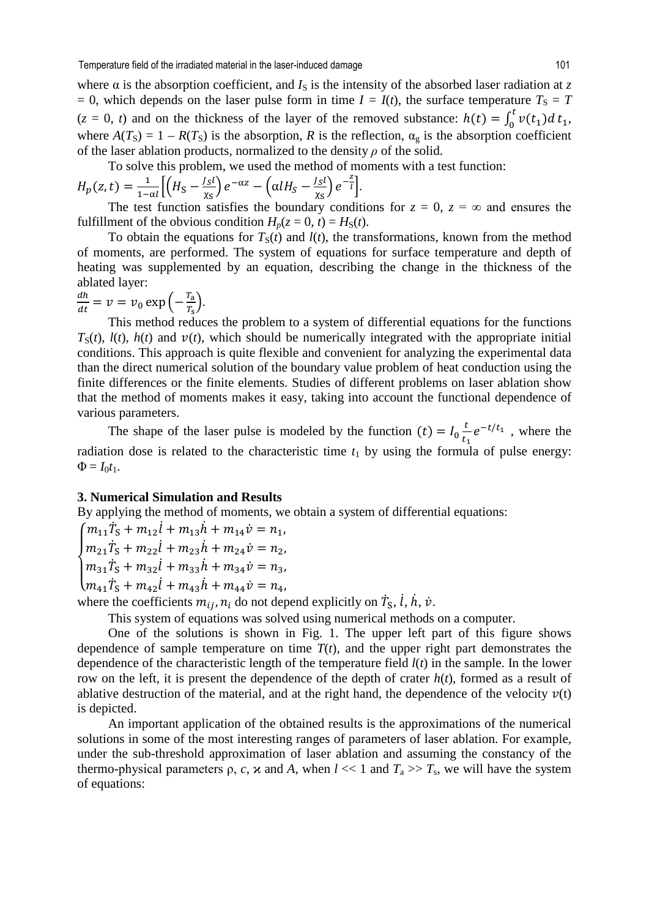where α is the absorption coefficient, and $I_S$ is the intensity of the absorbed laser radiation at $z = 0$, which depends on the laser pulse form in time $I = I(t)$, the surface temperature $T_S = T$ ($z = 0$, $t$) and on the thickness of the layer of the removed substance: $h(t) = \int_0^t v(t_1)d\,t_1$, where $A(T_S) = 1 - R(T_S)$ is the absorption, $R$ is the reflection, $\alpha_g$ is the absorption coefficient of the laser ablation products, normalized to the density $\rho$ of the solid.

To solve this problem, we used the method of moments with a test function:

$$H_p(z,t) = \frac{1}{1-\alpha l}\left[\left(H_S - \frac{J_S l}{\chi_S}\right)e^{-\alpha z} - \left(\alpha l H_S - \frac{J_S l}{\chi_S}\right)e^{-\frac{z}{l}}\right].$$

The test function satisfies the boundary conditions for $z = 0$, $z = \infty$ and ensures the fulfillment of the obvious condition $H_p(z = 0, t) = H_S(t)$.

To obtain the equations for $T_S(t)$ and $l(t)$, the transformations, known from the method of moments, are performed. The system of equations for surface temperature and depth of heating was supplemented by an equation, describing the change in the thickness of the ablated layer:

$$\frac{dh}{dt} = v = v_0 \exp\left(-\frac{T_a}{T_s}\right).$$

This method reduces the problem to a system of differential equations for the functions $T_S(t)$, $l(t)$, $h(t)$ and $v(t)$, which should be numerically integrated with the appropriate initial conditions. This approach is quite flexible and convenient for analyzing the experimental data than the direct numerical solution of the boundary value problem of heat conduction using the finite differences or the finite elements. Studies of different problems on laser ablation show that the method of moments makes it easy, taking into account the functional dependence of various parameters.

The shape of the laser pulse is modeled by the function $(t) = I_0 \frac{t}{t_1} e^{-t/t_1}$ , where the radiation dose is related to the characteristic time $t_1$ by using the formula of pulse energy: $\Phi = I_0 t_1$.

## 3. Numerical Simulation and Results

By applying the method of moments, we obtain a system of differential equations:

$$\begin{cases} m_{11}\dot{T}_S + m_{12}\dot{l} + m_{13}\dot{h} + m_{14}\dot{v} = n_1, \\ m_{21}\dot{T}_S + m_{22}\dot{l} + m_{23}\dot{h} + m_{24}\dot{v} = n_2, \\ m_{31}\dot{T}_S + m_{32}\dot{l} + m_{33}\dot{h} + m_{34}\dot{v} = n_3, \\ m_{41}\dot{T}_S + m_{42}\dot{l} + m_{43}\dot{h} + m_{44}\dot{v} = n_4, \end{cases}$$

where the coefficients $m_{ij}, n_i$ do not depend explicitly on $\dot{T}_S$, $\dot{l}$, $\dot{h}$, $\dot{v}$.

This system of equations was solved using numerical methods on a computer.

One of the solutions is shown in Fig. 1. The upper left part of this figure shows dependence of sample temperature on time $T(t)$, and the upper right part demonstrates the dependence of the characteristic length of the temperature field $l(t)$ in the sample. In the lower row on the left, it is present the dependence of the depth of crater $h(t)$, formed as a result of ablative destruction of the material, and at the right hand, the dependence of the velocity $v(t)$ is depicted.

An important application of the obtained results is the approximations of the numerical solutions in some of the most interesting ranges of parameters of laser ablation. For example, under the sub-threshold approximation of laser ablation and assuming the constancy of the thermo-physical parameters ρ, $c$, ϰ and $A$, when $l \ll 1$ and $T_a \gg T_s$, we will have the system of equations: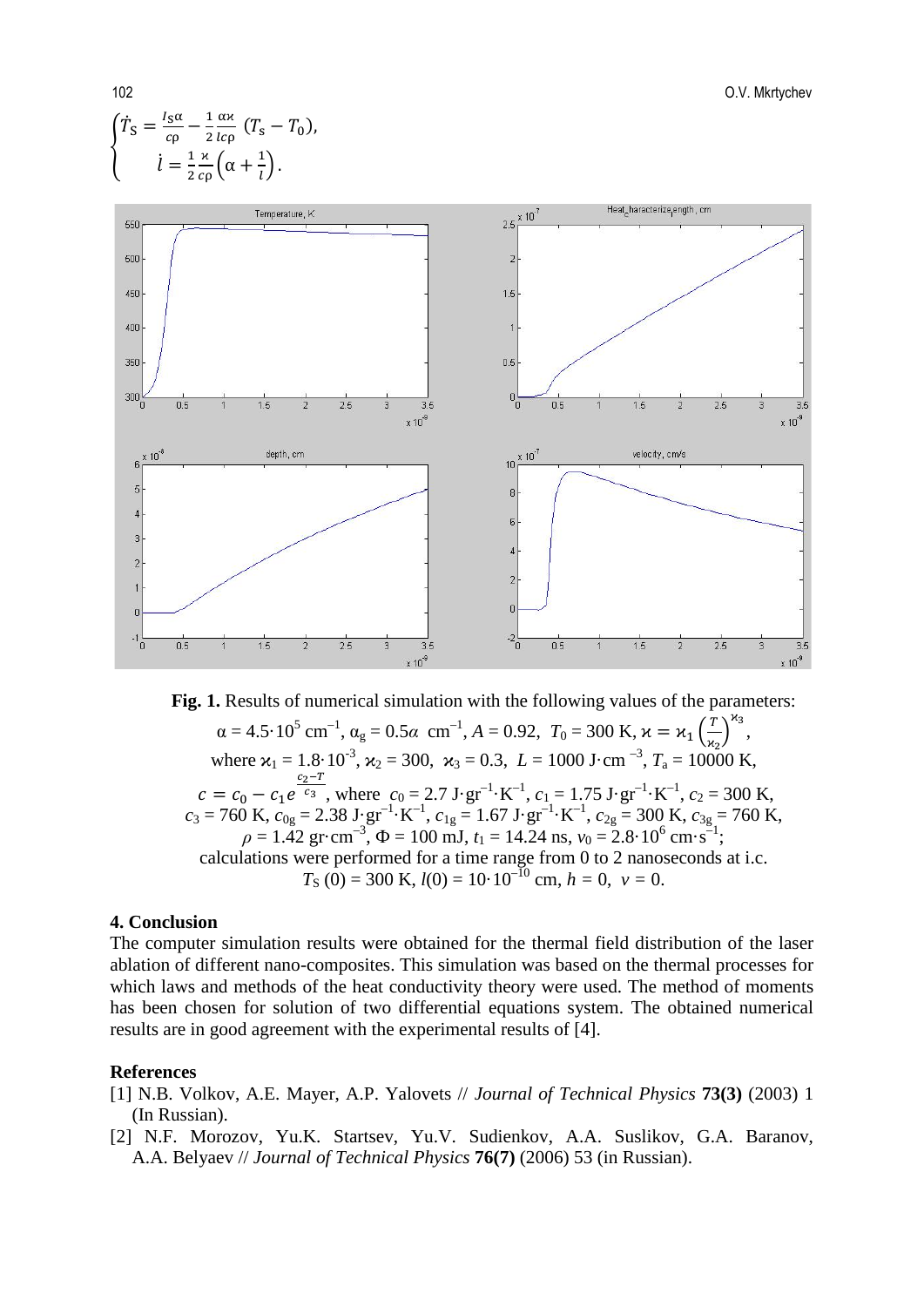$$
\begin{cases}
\dot{T}_S = \frac{I_S \alpha}{c\rho} - \frac{1}{2}\frac{\alpha\varkappa}{lc\rho}\,(T_s - T_0),\\
\dot{l} = \frac{1}{2}\frac{\varkappa}{c\rho}\left(\alpha + \frac{1}{l}\right).
\end{cases}
$$

**Fig. 1.** Results of numerical simulation with the following values of the parameters: $\alpha = 4.5\cdot 10^5$ cm$^{-1}$, $\alpha_g = 0.5\alpha$ cm$^{-1}$, $A = 0.92$, $T_0 = 300$ K, $\varkappa = \varkappa_1\left(\frac{T}{\varkappa_2}\right)^{\varkappa_3}$, where $\varkappa_1 = 1.8\cdot 10^{-3}$, $\varkappa_2 = 300$, $\varkappa_3 = 0.3$, $L = 1000$ J·cm$^{-3}$, $T_a = 10000$ K, $c = c_0 - c_1 e^{\frac{c_2 - T}{c_3}}$, where $c_0 = 2.7$ J·gr$^{-1}$·K$^{-1}$, $c_1 = 1.75$ J·gr$^{-1}$·K$^{-1}$, $c_2 = 300$ K, $c_3 = 760$ K, $c_{0g} = 2.38$ J·gr$^{-1}$·K$^{-1}$, $c_{1g} = 1.67$ J·gr$^{-1}$·K$^{-1}$, $c_{2g} = 300$ K, $c_{3g} = 760$ K, $\rho = 1.42$ gr·cm$^{-3}$, $\Phi = 100$ mJ, $t_1 = 14.24$ ns, $v_0 = 2.8\cdot 10^6$ cm·s$^{-1}$; calculations were performed for a time range from 0 to 2 nanoseconds at i.c. $T_S(0) = 300$ K, $l(0) = 10\cdot 10^{-10}$ cm, $h = 0$, $v = 0$.

## 4. Conclusion

The computer simulation results were obtained for the thermal field distribution of the laser ablation of different nano-composites. This simulation was based on the thermal processes for which laws and methods of the heat conductivity theory were used. The method of moments has been chosen for solution of two differential equations system. The obtained numerical results are in good agreement with the experimental results of [4].

## References

[1] N.B. Volkov, A.E. Mayer, A.P. Yalovets // *Journal of Technical Physics* **73(3)** (2003) 1 (In Russian).

[2] N.F. Morozov, Yu.K. Startsev, Yu.V. Sudienkov, A.A. Suslikov, G.A. Baranov, A.A. Belyaev // *Journal of Technical Physics* **76(7)** (2006) 53 (in Russian).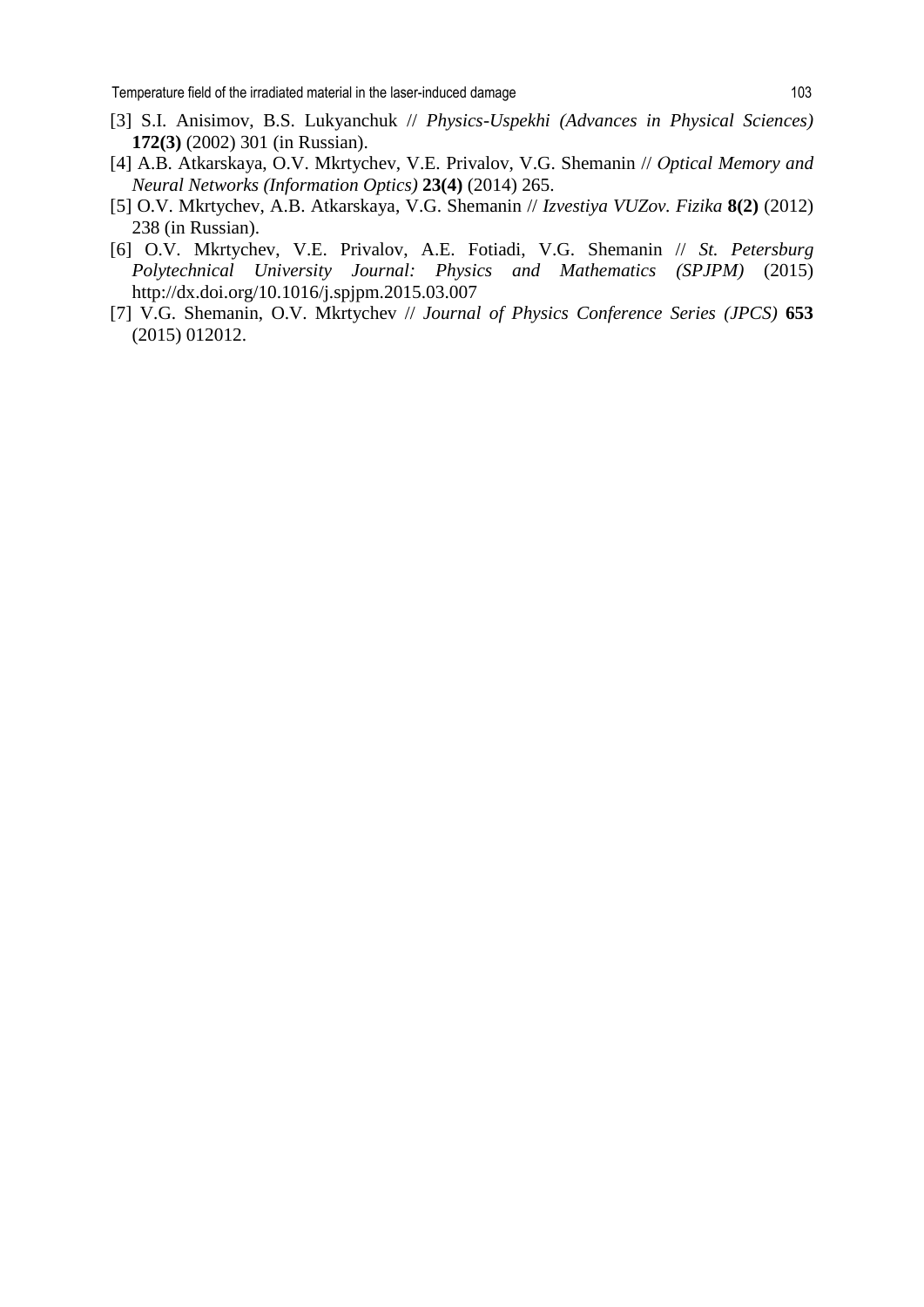[3] S.I. Anisimov, B.S. Lukyanchuk // *Physics-Uspekhi (Advances in Physical Sciences)* **172(3)** (2002) 301 (in Russian).

[4] A.B. Atkarskaya, O.V. Mkrtychev, V.E. Privalov, V.G. Shemanin // *Optical Memory and Neural Networks (Information Optics)* **23(4)** (2014) 265.

[5] O.V. Mkrtychev, A.B. Atkarskaya, V.G. Shemanin // *Izvestiya VUZov. Fizika* **8(2)** (2012) 238 (in Russian).

[6] O.V. Mkrtychev, V.E. Privalov, A.E. Fotiadi, V.G. Shemanin // *St. Petersburg Polytechnical University Journal: Physics and Mathematics (SPJPM)* (2015) http://dx.doi.org/10.1016/j.spjpm.2015.03.007

[7] V.G. Shemanin, O.V. Mkrtychev // *Journal of Physics Conference Series (JPCS)* **653** (2015) 012012.